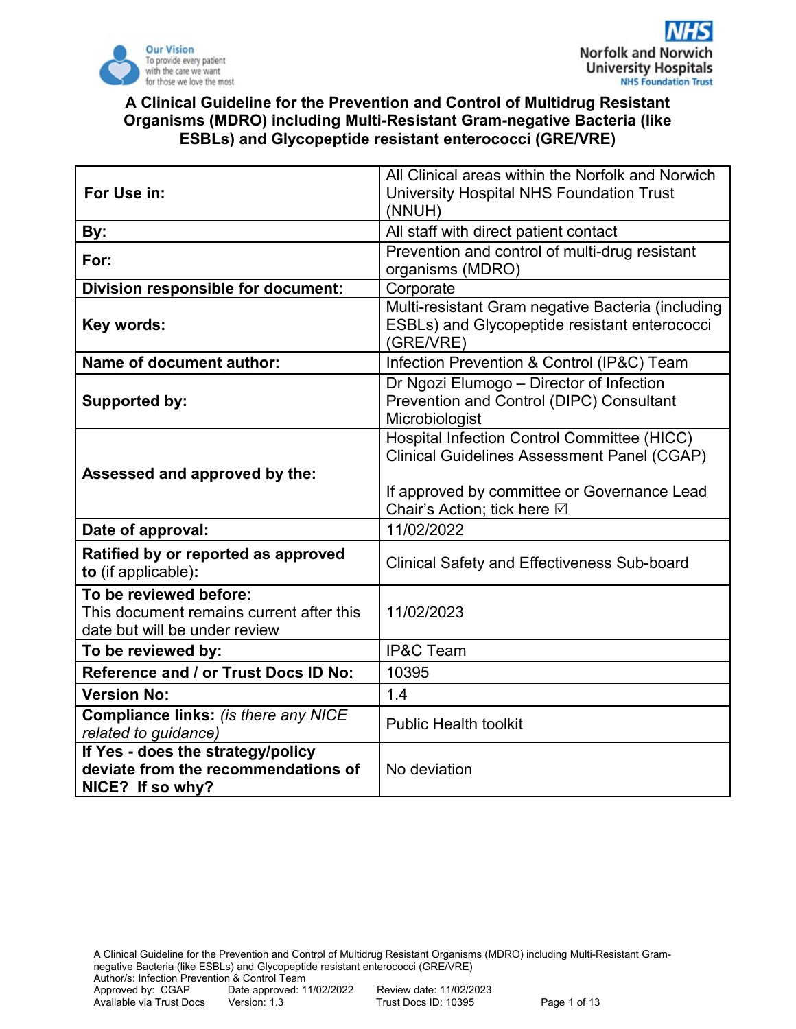# A Clinical Guideline for the Prevention and Control of Multidrug Resistant Organisms (MDRO) including Multi-Resistant Gram-negative Bacteria (like ESBLs) and Glycopeptide resistant enterococci (GRE/VRE)

| | |
|---|---|
| **For Use in:** | All Clinical areas within the Norfolk and Norwich University Hospital NHS Foundation Trust (NNUH) |
| **By:** | All staff with direct patient contact |
| **For:** | Prevention and control of multi-drug resistant organisms (MDRO) |
| **Division responsible for document:** | Corporate |
| **Key words:** | Multi-resistant Gram negative Bacteria (including ESBLs) and Glycopeptide resistant enterococci (GRE/VRE) |
| **Name of document author:** | Infection Prevention & Control (IP&C) Team |
| **Supported by:** | Dr Ngozi Elumogo – Director of Infection Prevention and Control (DIPC) Consultant Microbiologist |
| **Assessed and approved by the:** | Hospital Infection Control Committee (HICC) Clinical Guidelines Assessment Panel (CGAP)<br><br>If approved by committee or Governance Lead Chair's Action; tick here ☑ |
| **Date of approval:** | 11/02/2022 |
| **Ratified by or reported as approved to** (if applicable)**:** | Clinical Safety and Effectiveness Sub-board |
| **To be reviewed before:** This document remains current after this date but will be under review | 11/02/2023 |
| **To be reviewed by:** | IP&C Team |
| **Reference and / or Trust Docs ID No:** | 10395 |
| **Version No:** | 1.4 |
| **Compliance links:** *(is there any NICE related to guidance)* | Public Health toolkit |
| **If Yes - does the strategy/policy deviate from the recommendations of NICE? If so why?** | No deviation |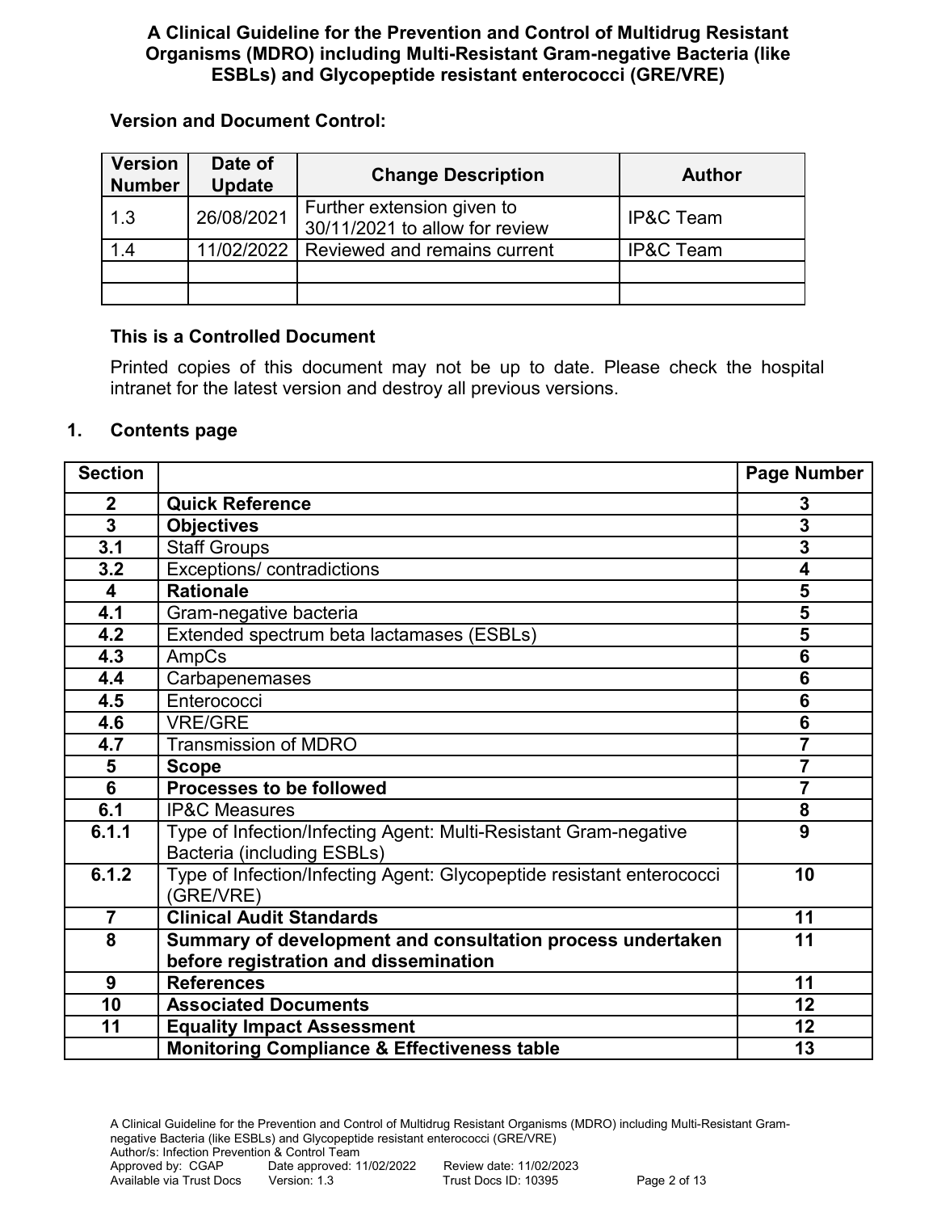# A Clinical Guideline for the Prevention and Control of Multidrug Resistant Organisms (MDRO) including Multi-Resistant Gram-negative Bacteria (like ESBLs) and Glycopeptide resistant enterococci (GRE/VRE)

**Version and Document Control:**

| Version Number | Date of Update | Change Description | Author |
|---|---|---|---|
| 1.3 | 26/08/2021 | Further extension given to 30/11/2021 to allow for review | IP&C Team |
| 1.4 | 11/02/2022 | Reviewed and remains current | IP&C Team |
| | | | |
| | | | |

**This is a Controlled Document**

Printed copies of this document may not be up to date. Please check the hospital intranet for the latest version and destroy all previous versions.

## 1. Contents page

| Section | | Page Number |
|---|---|---|
| **2** | **Quick Reference** | **3** |
| **3** | **Objectives** | **3** |
| **3.1** | Staff Groups | **3** |
| **3.2** | Exceptions/ contradictions | **4** |
| **4** | **Rationale** | **5** |
| **4.1** | Gram-negative bacteria | **5** |
| **4.2** | Extended spectrum beta lactamases (ESBLs) | **5** |
| **4.3** | AmpCs | **6** |
| **4.4** | Carbapenemases | **6** |
| **4.5** | Enterococci | **6** |
| **4.6** | VRE/GRE | **6** |
| **4.7** | Transmission of MDRO | **7** |
| **5** | **Scope** | **7** |
| **6** | **Processes to be followed** | **7** |
| **6.1** | IP&C Measures | **8** |
| **6.1.1** | Type of Infection/Infecting Agent: Multi-Resistant Gram-negative Bacteria (including ESBLs) | **9** |
| **6.1.2** | Type of Infection/Infecting Agent: Glycopeptide resistant enterococci (GRE/VRE) | **10** |
| **7** | **Clinical Audit Standards** | **11** |
| **8** | **Summary of development and consultation process undertaken before registration and dissemination** | **11** |
| **9** | **References** | **11** |
| **10** | **Associated Documents** | **12** |
| **11** | **Equality Impact Assessment** | **12** |
| | **Monitoring Compliance & Effectiveness table** | **13** |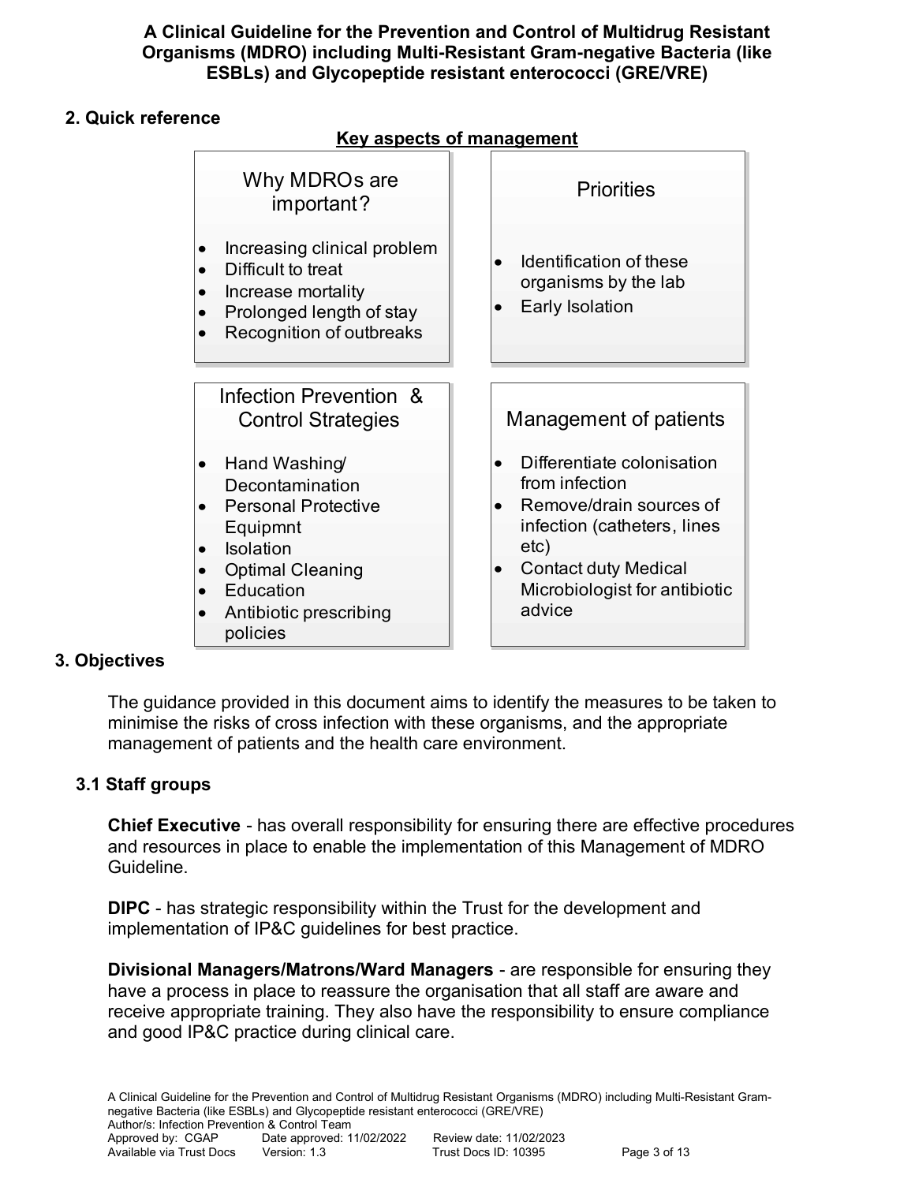## 2. Quick reference

**Key aspects of management**

### Why MDROs are important?

- Increasing clinical problem
- Difficult to treat
- Increase mortality
- Prolonged length of stay
- Recognition of outbreaks

### Priorities

- Identification of these organisms by the lab
- Early Isolation

### Infection Prevention & Control Strategies

- Hand Washing/ Decontamination
- Personal Protective Equipmnt
- Isolation
- Optimal Cleaning
- Education
- Antibiotic prescribing policies

### Management of patients

- Differentiate colonisation from infection
- Remove/drain sources of infection (catheters, lines etc)
- Contact duty Medical Microbiologist for antibiotic advice

## 3. Objectives

The guidance provided in this document aims to identify the measures to be taken to minimise the risks of cross infection with these organisms, and the appropriate management of patients and the health care environment.

### 3.1 Staff groups

**Chief Executive** - has overall responsibility for ensuring there are effective procedures and resources in place to enable the implementation of this Management of MDRO Guideline.

**DIPC** - has strategic responsibility within the Trust for the development and implementation of IP&C guidelines for best practice.

**Divisional Managers/Matrons/Ward Managers** - are responsible for ensuring they have a process in place to reassure the organisation that all staff are aware and receive appropriate training. They also have the responsibility to ensure compliance and good IP&C practice during clinical care.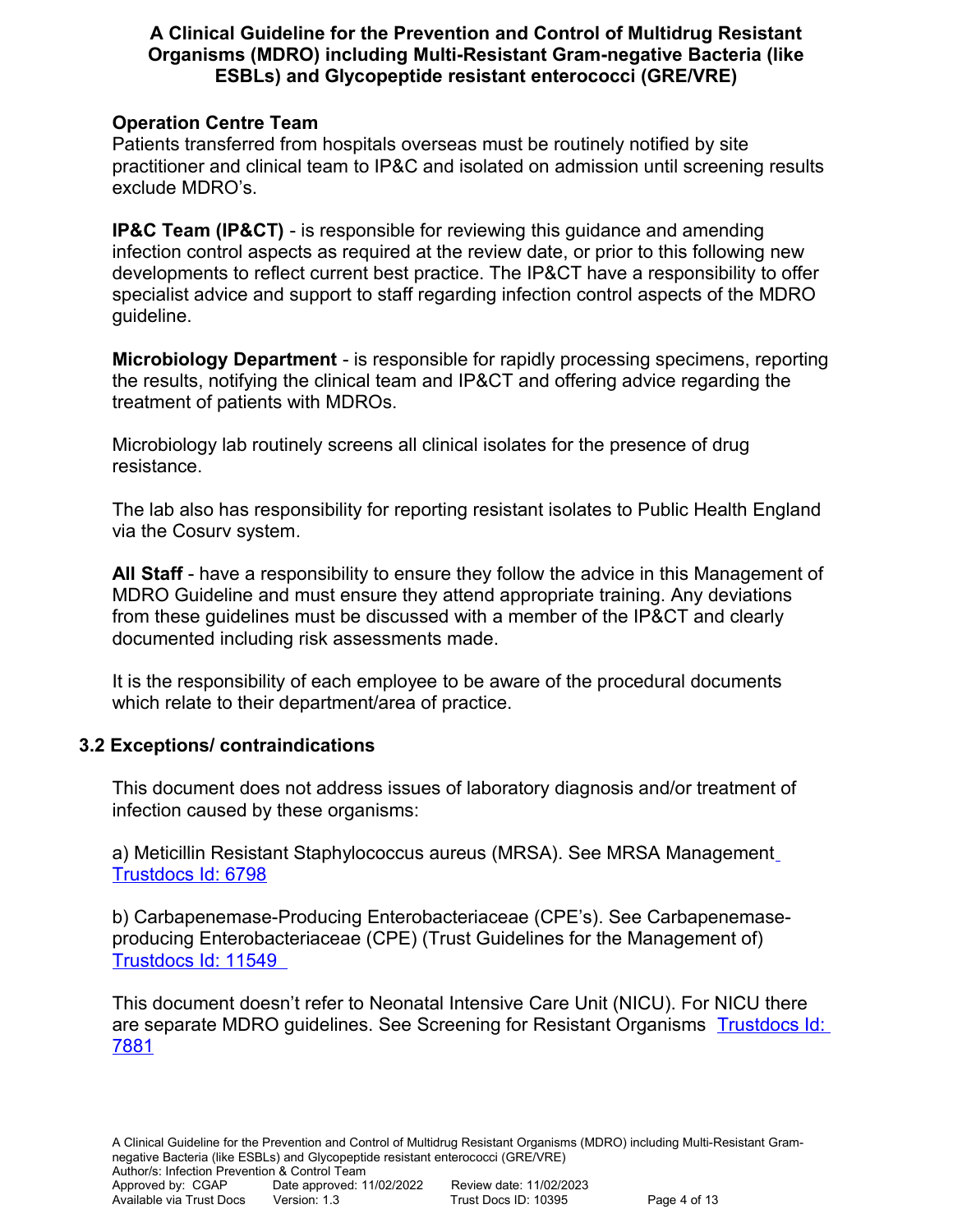**Operation Centre Team**
Patients transferred from hospitals overseas must be routinely notified by site practitioner and clinical team to IP&C and isolated on admission until screening results exclude MDRO's.

**IP&C Team (IP&CT)** - is responsible for reviewing this guidance and amending infection control aspects as required at the review date, or prior to this following new developments to reflect current best practice. The IP&CT have a responsibility to offer specialist advice and support to staff regarding infection control aspects of the MDRO guideline.

**Microbiology Department** - is responsible for rapidly processing specimens, reporting the results, notifying the clinical team and IP&CT and offering advice regarding the treatment of patients with MDROs.

Microbiology lab routinely screens all clinical isolates for the presence of drug resistance.

The lab also has responsibility for reporting resistant isolates to Public Health England via the Cosurv system.

**All Staff** - have a responsibility to ensure they follow the advice in this Management of MDRO Guideline and must ensure they attend appropriate training. Any deviations from these guidelines must be discussed with a member of the IP&CT and clearly documented including risk assessments made.

It is the responsibility of each employee to be aware of the procedural documents which relate to their department/area of practice.

## 3.2 Exceptions/ contraindications

This document does not address issues of laboratory diagnosis and/or treatment of infection caused by these organisms:

a) Meticillin Resistant Staphylococcus aureus (MRSA). See MRSA Management Trustdocs Id: 6798

b) Carbapenemase-Producing Enterobacteriaceae (CPE's). See Carbapenemase-producing Enterobacteriaceae (CPE) (Trust Guidelines for the Management of) Trustdocs Id: 11549

This document doesn't refer to Neonatal Intensive Care Unit (NICU). For NICU there are separate MDRO guidelines. See Screening for Resistant Organisms Trustdocs Id: 7881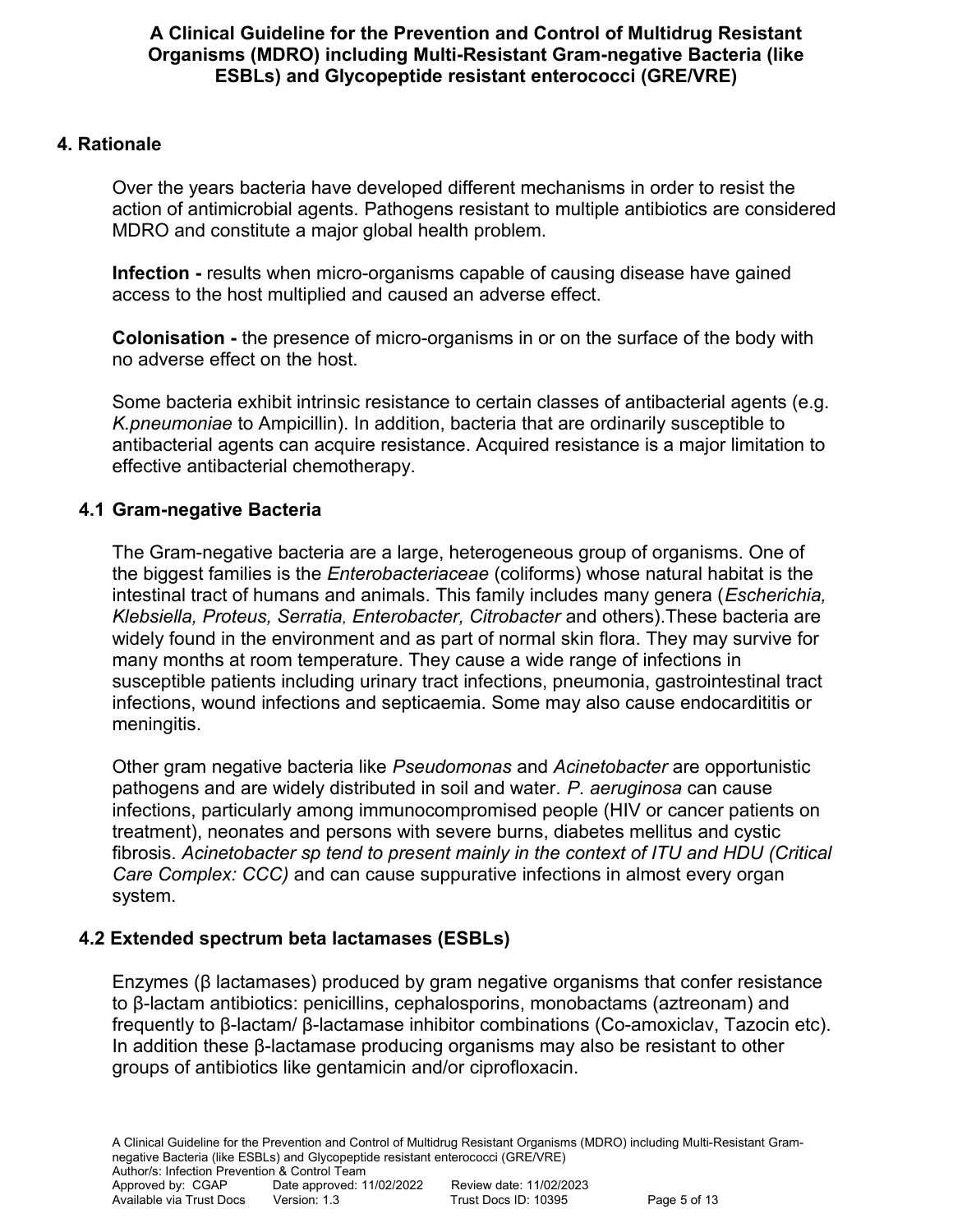## 4. Rationale

Over the years bacteria have developed different mechanisms in order to resist the action of antimicrobial agents. Pathogens resistant to multiple antibiotics are considered MDRO and constitute a major global health problem.

**Infection -** results when micro-organisms capable of causing disease have gained access to the host multiplied and caused an adverse effect.

**Colonisation -** the presence of micro-organisms in or on the surface of the body with no adverse effect on the host.

Some bacteria exhibit intrinsic resistance to certain classes of antibacterial agents (e.g. *K.pneumoniae* to Ampicillin). In addition, bacteria that are ordinarily susceptible to antibacterial agents can acquire resistance. Acquired resistance is a major limitation to effective antibacterial chemotherapy.

### 4.1 Gram-negative Bacteria

The Gram-negative bacteria are a large, heterogeneous group of organisms. One of the biggest families is the *Enterobacteriaceae* (coliforms) whose natural habitat is the intestinal tract of humans and animals. This family includes many genera (*Escherichia, Klebsiella, Proteus, Serratia, Enterobacter, Citrobacter* and others).These bacteria are widely found in the environment and as part of normal skin flora. They may survive for many months at room temperature. They cause a wide range of infections in susceptible patients including urinary tract infections, pneumonia, gastrointestinal tract infections, wound infections and septicaemia. Some may also cause endocarditits or meningitis.

Other gram negative bacteria like *Pseudomonas* and *Acinetobacter* are opportunistic pathogens and are widely distributed in soil and water. *P. aeruginosa* can cause infections, particularly among immunocompromised people (HIV or cancer patients on treatment), neonates and persons with severe burns, diabetes mellitus and cystic fibrosis. *Acinetobacter sp tend to present mainly in the context of ITU and HDU (Critical Care Complex: CCC)* and can cause suppurative infections in almost every organ system.

### 4.2 Extended spectrum beta lactamases (ESBLs)

Enzymes (β lactamases) produced by gram negative organisms that confer resistance to β-lactam antibiotics: penicillins, cephalosporins, monobactams (aztreonam) and frequently to β-lactam/ β-lactamase inhibitor combinations (Co-amoxiclav, Tazocin etc). In addition these β-lactamase producing organisms may also be resistant to other groups of antibiotics like gentamicin and/or ciprofloxacin.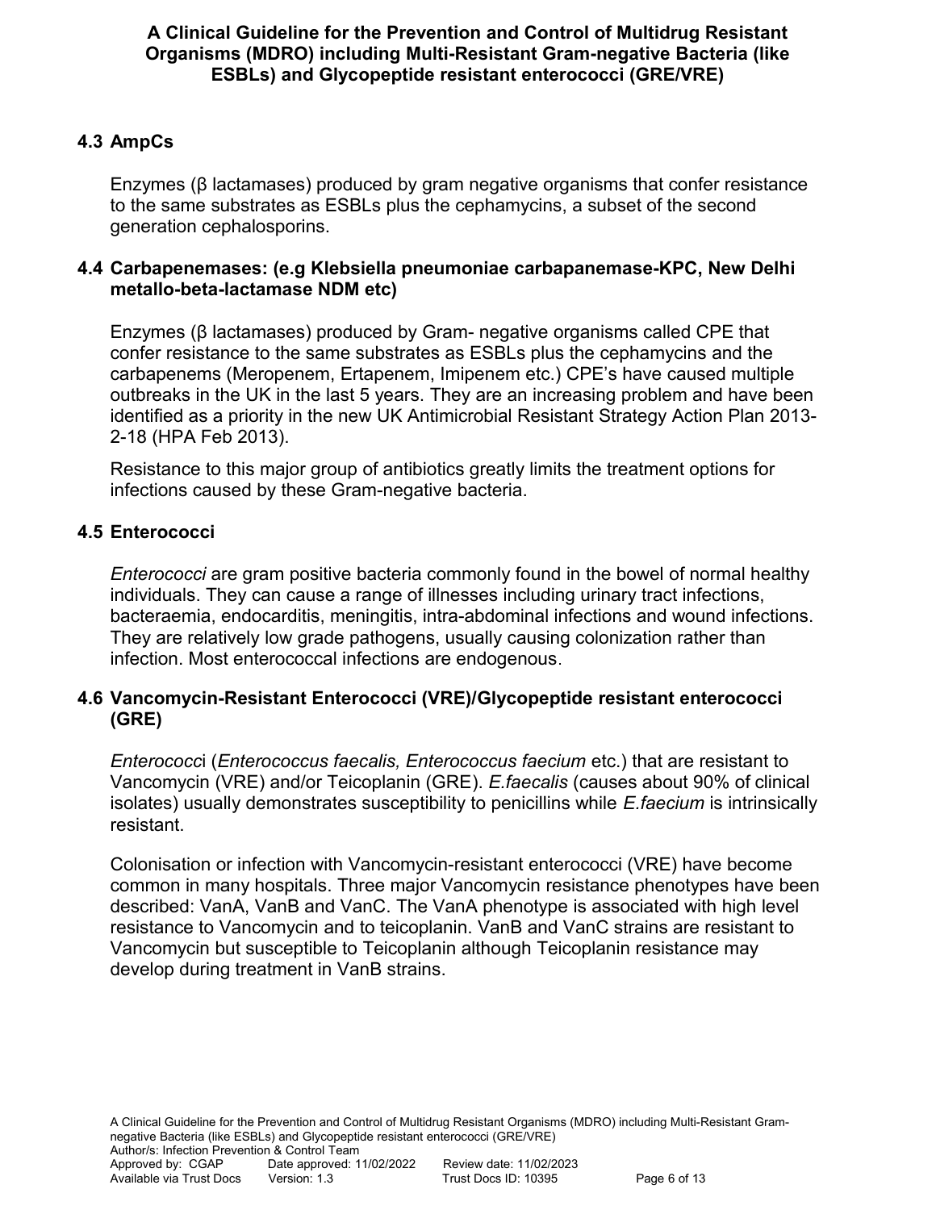## 4.3 AmpCs

Enzymes (β lactamases) produced by gram negative organisms that confer resistance to the same substrates as ESBLs plus the cephamycins, a subset of the second generation cephalosporins.

## 4.4 Carbapenemases: (e.g Klebsiella pneumoniae carbapanemase-KPC, New Delhi metallo-beta-lactamase NDM etc)

Enzymes (β lactamases) produced by Gram- negative organisms called CPE that confer resistance to the same substrates as ESBLs plus the cephamycins and the carbapenems (Meropenem, Ertapenem, Imipenem etc.) CPE's have caused multiple outbreaks in the UK in the last 5 years. They are an increasing problem and have been identified as a priority in the new UK Antimicrobial Resistant Strategy Action Plan 2013-2-18 (HPA Feb 2013).

Resistance to this major group of antibiotics greatly limits the treatment options for infections caused by these Gram-negative bacteria.

## 4.5 Enterococci

*Enterococci* are gram positive bacteria commonly found in the bowel of normal healthy individuals. They can cause a range of illnesses including urinary tract infections, bacteraemia, endocarditis, meningitis, intra-abdominal infections and wound infections. They are relatively low grade pathogens, usually causing colonization rather than infection. Most enterococcal infections are endogenous.

## 4.6 Vancomycin-Resistant Enterococci (VRE)/Glycopeptide resistant enterococci (GRE)

*Enterococc*i (*Enterococcus faecalis, Enterococcus faecium* etc.) that are resistant to Vancomycin (VRE) and/or Teicoplanin (GRE). *E.faecalis* (causes about 90% of clinical isolates) usually demonstrates susceptibility to penicillins while *E.faecium* is intrinsically resistant.

Colonisation or infection with Vancomycin-resistant enterococci (VRE) have become common in many hospitals. Three major Vancomycin resistance phenotypes have been described: VanA, VanB and VanC. The VanA phenotype is associated with high level resistance to Vancomycin and to teicoplanin. VanB and VanC strains are resistant to Vancomycin but susceptible to Teicoplanin although Teicoplanin resistance may develop during treatment in VanB strains.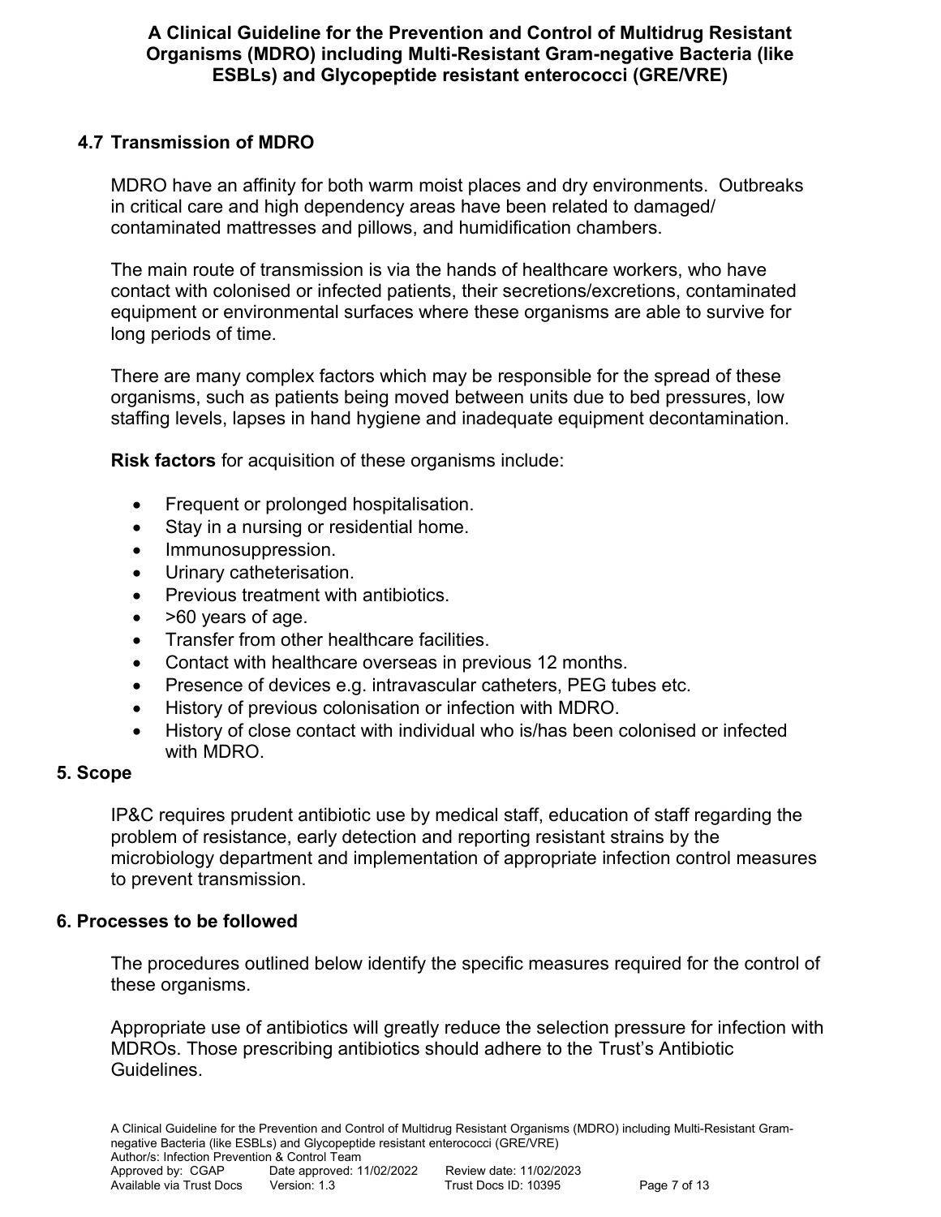### 4.7 Transmission of MDRO

MDRO have an affinity for both warm moist places and dry environments. Outbreaks in critical care and high dependency areas have been related to damaged/ contaminated mattresses and pillows, and humidification chambers.

The main route of transmission is via the hands of healthcare workers, who have contact with colonised or infected patients, their secretions/excretions, contaminated equipment or environmental surfaces where these organisms are able to survive for long periods of time.

There are many complex factors which may be responsible for the spread of these organisms, such as patients being moved between units due to bed pressures, low staffing levels, lapses in hand hygiene and inadequate equipment decontamination.

**Risk factors** for acquisition of these organisms include:

- Frequent or prolonged hospitalisation.
- Stay in a nursing or residential home.
- Immunosuppression.
- Urinary catheterisation.
- Previous treatment with antibiotics.
- >60 years of age.
- Transfer from other healthcare facilities.
- Contact with healthcare overseas in previous 12 months.
- Presence of devices e.g. intravascular catheters, PEG tubes etc.
- History of previous colonisation or infection with MDRO.
- History of close contact with individual who is/has been colonised or infected with MDRO.

## 5. Scope

IP&C requires prudent antibiotic use by medical staff, education of staff regarding the problem of resistance, early detection and reporting resistant strains by the microbiology department and implementation of appropriate infection control measures to prevent transmission.

## 6. Processes to be followed

The procedures outlined below identify the specific measures required for the control of these organisms.

Appropriate use of antibiotics will greatly reduce the selection pressure for infection with MDROs. Those prescribing antibiotics should adhere to the Trust's Antibiotic Guidelines.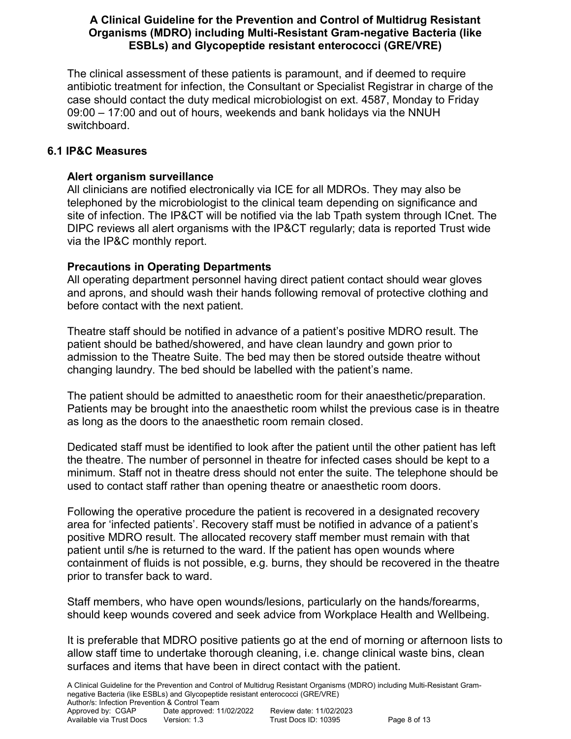The clinical assessment of these patients is paramount, and if deemed to require antibiotic treatment for infection, the Consultant or Specialist Registrar in charge of the case should contact the duty medical microbiologist on ext. 4587, Monday to Friday 09:00 – 17:00 and out of hours, weekends and bank holidays via the NNUH switchboard.

## 6.1 IP&C Measures

### Alert organism surveillance

All clinicians are notified electronically via ICE for all MDROs. They may also be telephoned by the microbiologist to the clinical team depending on significance and site of infection. The IP&CT will be notified via the lab Tpath system through ICnet. The DIPC reviews all alert organisms with the IP&CT regularly; data is reported Trust wide via the IP&C monthly report.

### Precautions in Operating Departments

All operating department personnel having direct patient contact should wear gloves and aprons, and should wash their hands following removal of protective clothing and before contact with the next patient.

Theatre staff should be notified in advance of a patient's positive MDRO result. The patient should be bathed/showered, and have clean laundry and gown prior to admission to the Theatre Suite. The bed may then be stored outside theatre without changing laundry. The bed should be labelled with the patient's name.

The patient should be admitted to anaesthetic room for their anaesthetic/preparation. Patients may be brought into the anaesthetic room whilst the previous case is in theatre as long as the doors to the anaesthetic room remain closed.

Dedicated staff must be identified to look after the patient until the other patient has left the theatre. The number of personnel in theatre for infected cases should be kept to a minimum. Staff not in theatre dress should not enter the suite. The telephone should be used to contact staff rather than opening theatre or anaesthetic room doors.

Following the operative procedure the patient is recovered in a designated recovery area for 'infected patients'. Recovery staff must be notified in advance of a patient's positive MDRO result. The allocated recovery staff member must remain with that patient until s/he is returned to the ward. If the patient has open wounds where containment of fluids is not possible, e.g. burns, they should be recovered in the theatre prior to transfer back to ward.

Staff members, who have open wounds/lesions, particularly on the hands/forearms, should keep wounds covered and seek advice from Workplace Health and Wellbeing.

It is preferable that MDRO positive patients go at the end of morning or afternoon lists to allow staff time to undertake thorough cleaning, i.e. change clinical waste bins, clean surfaces and items that have been in direct contact with the patient.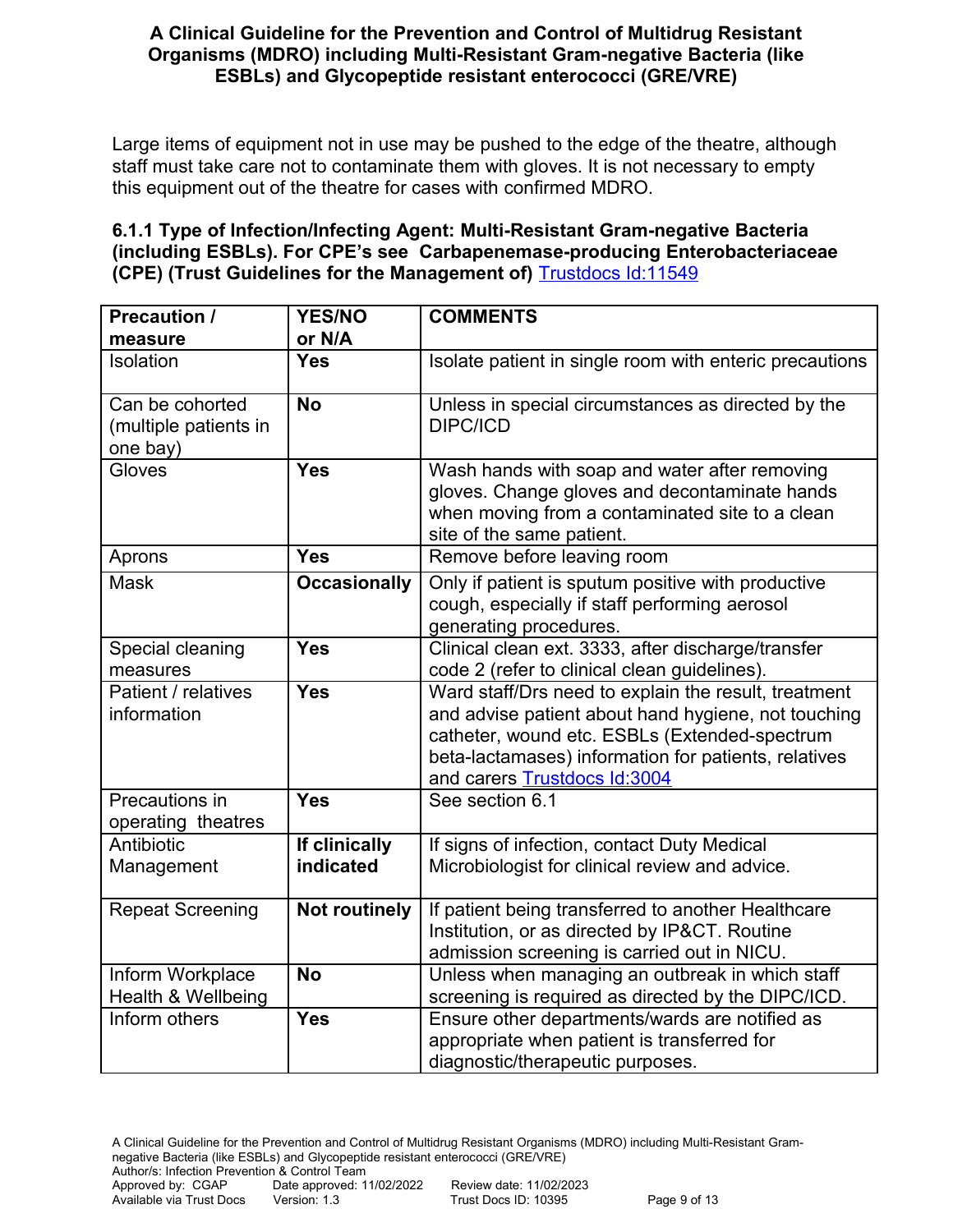Large items of equipment not in use may be pushed to the edge of the theatre, although staff must take care not to contaminate them with gloves. It is not necessary to empty this equipment out of the theatre for cases with confirmed MDRO.

### 6.1.1 Type of Infection/Infecting Agent: Multi-Resistant Gram-negative Bacteria (including ESBLs). For CPE's see Carbapenemase-producing Enterobacteriaceae (CPE) (Trust Guidelines for the Management of) Trustdocs Id:11549

| Precaution / measure | YES/NO or N/A | COMMENTS |
|---|---|---|
| Isolation | **Yes** | Isolate patient in single room with enteric precautions |
| Can be cohorted (multiple patients in one bay) | **No** | Unless in special circumstances as directed by the DIPC/ICD |
| Gloves | **Yes** | Wash hands with soap and water after removing gloves. Change gloves and decontaminate hands when moving from a contaminated site to a clean site of the same patient. |
| Aprons | **Yes** | Remove before leaving room |
| Mask | **Occasionally** | Only if patient is sputum positive with productive cough, especially if staff performing aerosol generating procedures. |
| Special cleaning measures | **Yes** | Clinical clean ext. 3333, after discharge/transfer code 2 (refer to clinical clean guidelines). |
| Patient / relatives information | **Yes** | Ward staff/Drs need to explain the result, treatment and advise patient about hand hygiene, not touching catheter, wound etc. ESBLs (Extended-spectrum beta-lactamases) information for patients, relatives and carers Trustdocs Id:3004 |
| Precautions in operating theatres | **Yes** | See section 6.1 |
| Antibiotic Management | **If clinically indicated** | If signs of infection, contact Duty Medical Microbiologist for clinical review and advice. |
| Repeat Screening | **Not routinely** | If patient being transferred to another Healthcare Institution, or as directed by IP&CT. Routine admission screening is carried out in NICU. |
| Inform Workplace Health & Wellbeing | **No** | Unless when managing an outbreak in which staff screening is required as directed by the DIPC/ICD. |
| Inform others | **Yes** | Ensure other departments/wards are notified as appropriate when patient is transferred for diagnostic/therapeutic purposes. |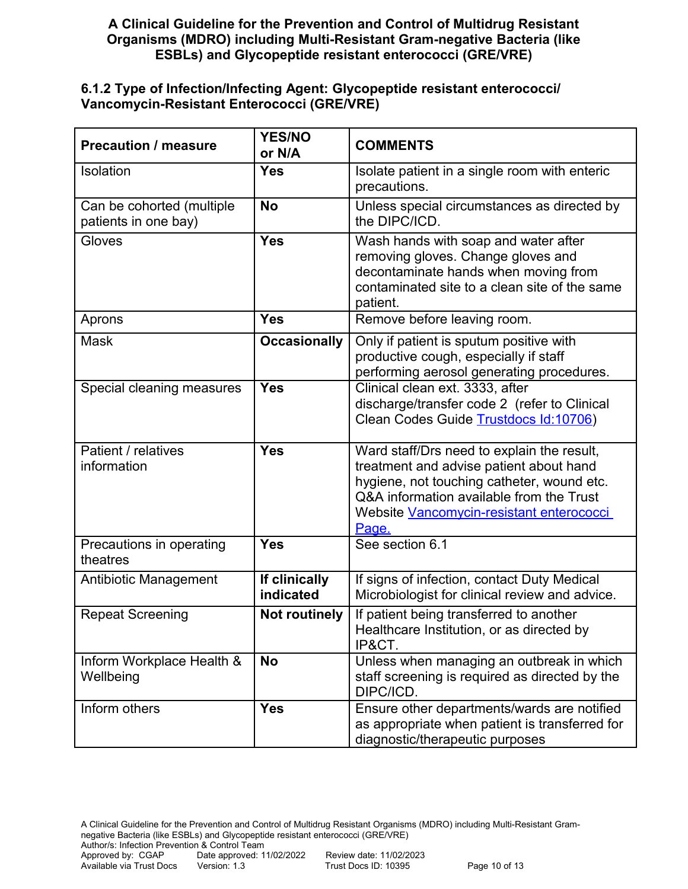### 6.1.2 Type of Infection/Infecting Agent: Glycopeptide resistant enterococci/ Vancomycin-Resistant Enterococci (GRE/VRE)

| Precaution / measure | YES/NO or N/A | COMMENTS |
|---|---|---|
| Isolation | **Yes** | Isolate patient in a single room with enteric precautions. |
| Can be cohorted (multiple patients in one bay) | **No** | Unless special circumstances as directed by the DIPC/ICD. |
| Gloves | **Yes** | Wash hands with soap and water after removing gloves. Change gloves and decontaminate hands when moving from contaminated site to a clean site of the same patient. |
| Aprons | **Yes** | Remove before leaving room. |
| Mask | **Occasionally** | Only if patient is sputum positive with productive cough, especially if staff performing aerosol generating procedures. |
| Special cleaning measures | **Yes** | Clinical clean ext. 3333, after discharge/transfer code 2 (refer to Clinical Clean Codes Guide Trustdocs Id:10706) |
| Patient / relatives information | **Yes** | Ward staff/Drs need to explain the result, treatment and advise patient about hand hygiene, not touching catheter, wound etc. Q&A information available from the Trust Website Vancomycin-resistant enterococci Page. |
| Precautions in operating theatres | **Yes** | See section 6.1 |
| Antibiotic Management | **If clinically indicated** | If signs of infection, contact Duty Medical Microbiologist for clinical review and advice. |
| Repeat Screening | **Not routinely** | If patient being transferred to another Healthcare Institution, or as directed by IP&CT. |
| Inform Workplace Health & Wellbeing | **No** | Unless when managing an outbreak in which staff screening is required as directed by the DIPC/ICD. |
| Inform others | **Yes** | Ensure other departments/wards are notified as appropriate when patient is transferred for diagnostic/therapeutic purposes |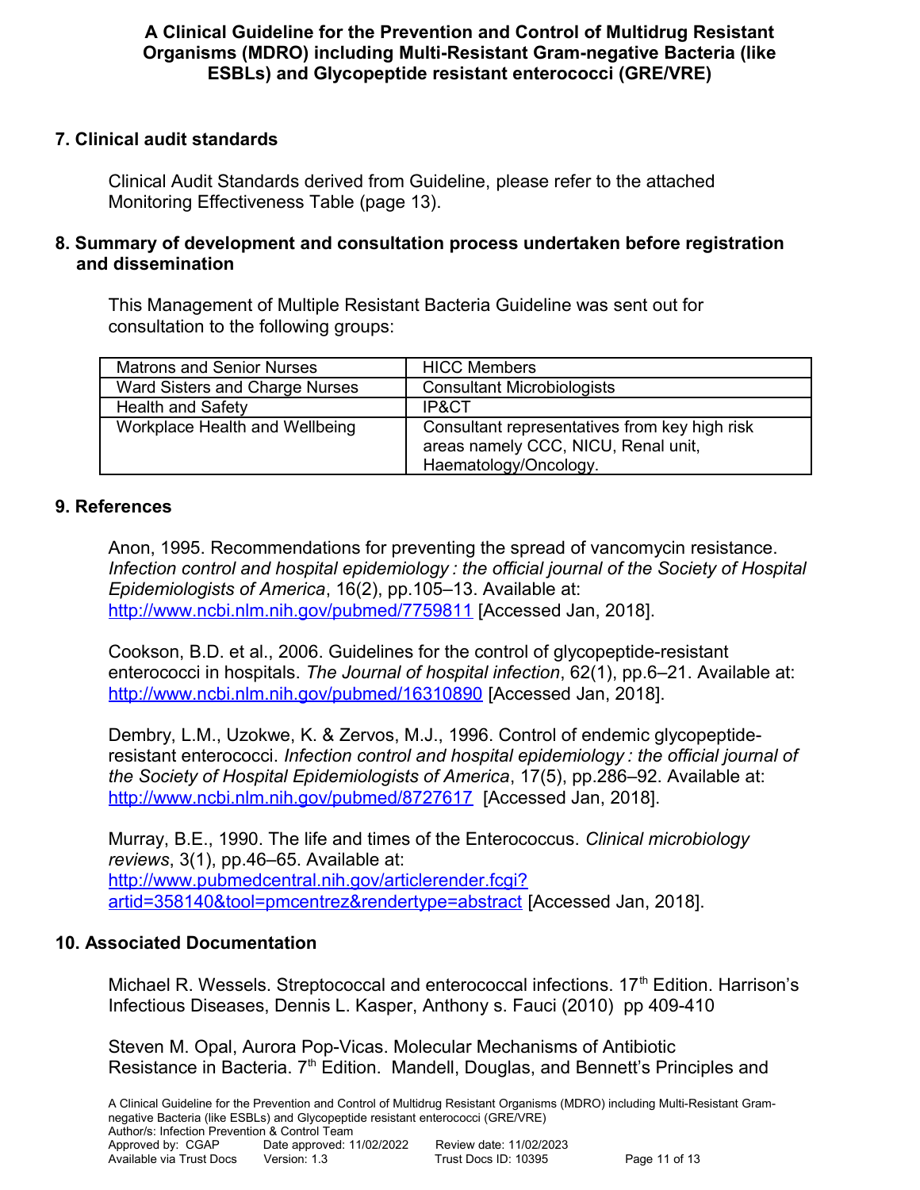## 7. Clinical audit standards

Clinical Audit Standards derived from Guideline, please refer to the attached Monitoring Effectiveness Table (page 13).

## 8. Summary of development and consultation process undertaken before registration and dissemination

This Management of Multiple Resistant Bacteria Guideline was sent out for consultation to the following groups:

| | |
|---|---|
| Matrons and Senior Nurses | HICC Members |
| Ward Sisters and Charge Nurses | Consultant Microbiologists |
| Health and Safety | IP&CT |
| Workplace Health and Wellbeing | Consultant representatives from key high risk areas namely CCC, NICU, Renal unit, Haematology/Oncology. |

## 9. References

Anon, 1995. Recommendations for preventing the spread of vancomycin resistance. *Infection control and hospital epidemiology : the official journal of the Society of Hospital Epidemiologists of America*, 16(2), pp.105–13. Available at: http://www.ncbi.nlm.nih.gov/pubmed/7759811 [Accessed Jan, 2018].

Cookson, B.D. et al., 2006. Guidelines for the control of glycopeptide-resistant enterococci in hospitals. *The Journal of hospital infection*, 62(1), pp.6–21. Available at: http://www.ncbi.nlm.nih.gov/pubmed/16310890 [Accessed Jan, 2018].

Dembry, L.M., Uzokwe, K. & Zervos, M.J., 1996. Control of endemic glycopeptide-resistant enterococci. *Infection control and hospital epidemiology : the official journal of the Society of Hospital Epidemiologists of America*, 17(5), pp.286–92. Available at: http://www.ncbi.nlm.nih.gov/pubmed/8727617 [Accessed Jan, 2018].

Murray, B.E., 1990. The life and times of the Enterococcus. *Clinical microbiology reviews*, 3(1), pp.46–65. Available at: http://www.pubmedcentral.nih.gov/articlerender.fcgi?artid=358140&tool=pmcentrez&rendertype=abstract [Accessed Jan, 2018].

## 10. Associated Documentation

Michael R. Wessels. Streptococcal and enterococcal infections. 17th Edition. Harrison's Infectious Diseases, Dennis L. Kasper, Anthony s. Fauci (2010) pp 409-410

Steven M. Opal, Aurora Pop-Vicas. Molecular Mechanisms of Antibiotic Resistance in Bacteria. 7th Edition. Mandell, Douglas, and Bennett's Principles and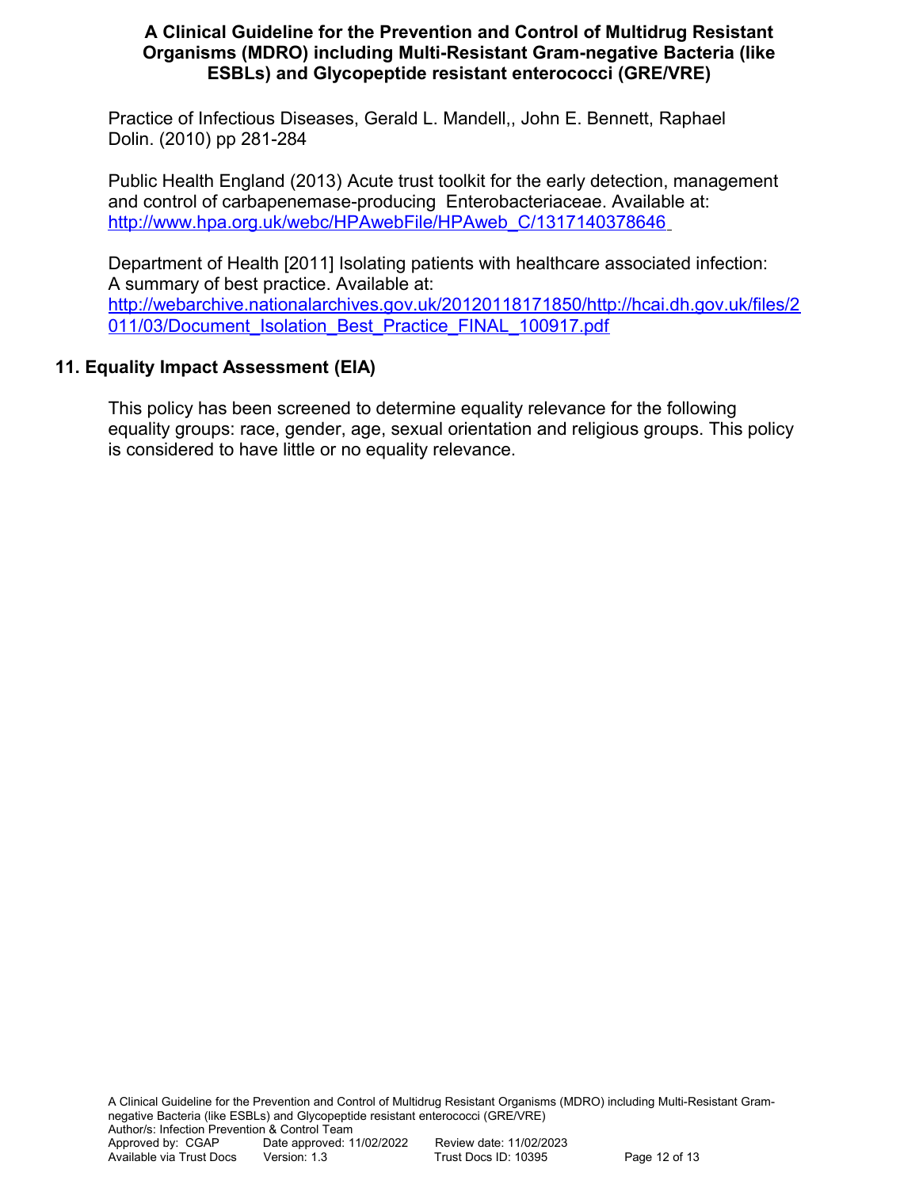Practice of Infectious Diseases, Gerald L. Mandell,, John E. Bennett, Raphael Dolin. (2010) pp 281-284

Public Health England (2013) Acute trust toolkit for the early detection, management and control of carbapenemase-producing Enterobacteriaceae. Available at: http://www.hpa.org.uk/webc/HPAwebFile/HPAweb_C/1317140378646

Department of Health [2011] Isolating patients with healthcare associated infection: A summary of best practice. Available at: http://webarchive.nationalarchives.gov.uk/20120118171850/http://hcai.dh.gov.uk/files/2011/03/Document_Isolation_Best_Practice_FINAL_100917.pdf

## 11. Equality Impact Assessment (EIA)

This policy has been screened to determine equality relevance for the following equality groups: race, gender, age, sexual orientation and religious groups. This policy is considered to have little or no equality relevance.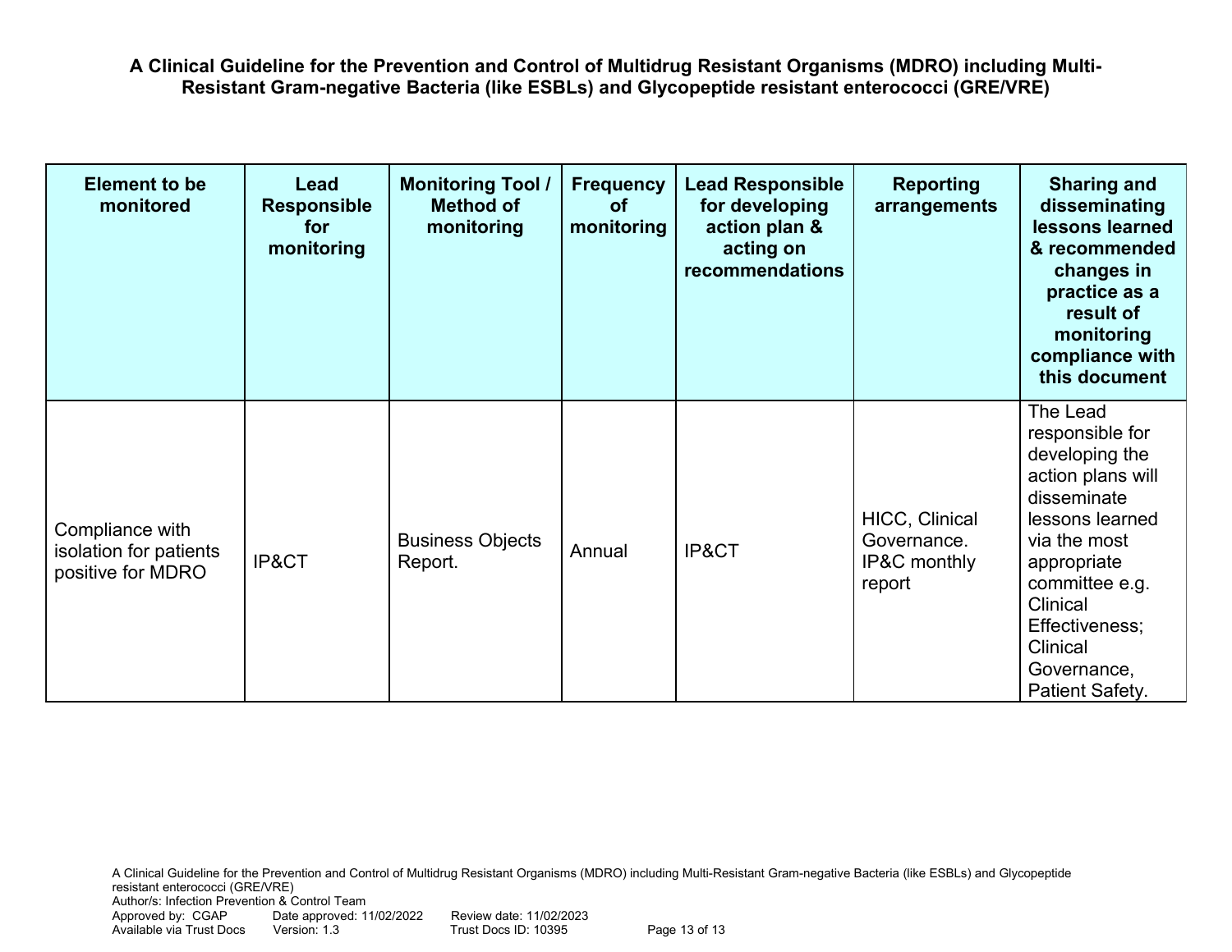| Element to be monitored | Lead Responsible for monitoring | Monitoring Tool / Method of monitoring | Frequency of monitoring | Lead Responsible for developing action plan & acting on recommendations | Reporting arrangements | Sharing and disseminating lessons learned & recommended changes in practice as a result of monitoring compliance with this document |
|---|---|---|---|---|---|---|
| Compliance with isolation for patients positive for MDRO | IP&CT | Business Objects Report. | Annual | IP&CT | HICC, Clinical Governance. IP&C monthly report | The Lead responsible for developing the action plans will disseminate lessons learned via the most appropriate committee e.g. Clinical Effectiveness; Clinical Governance, Patient Safety. |